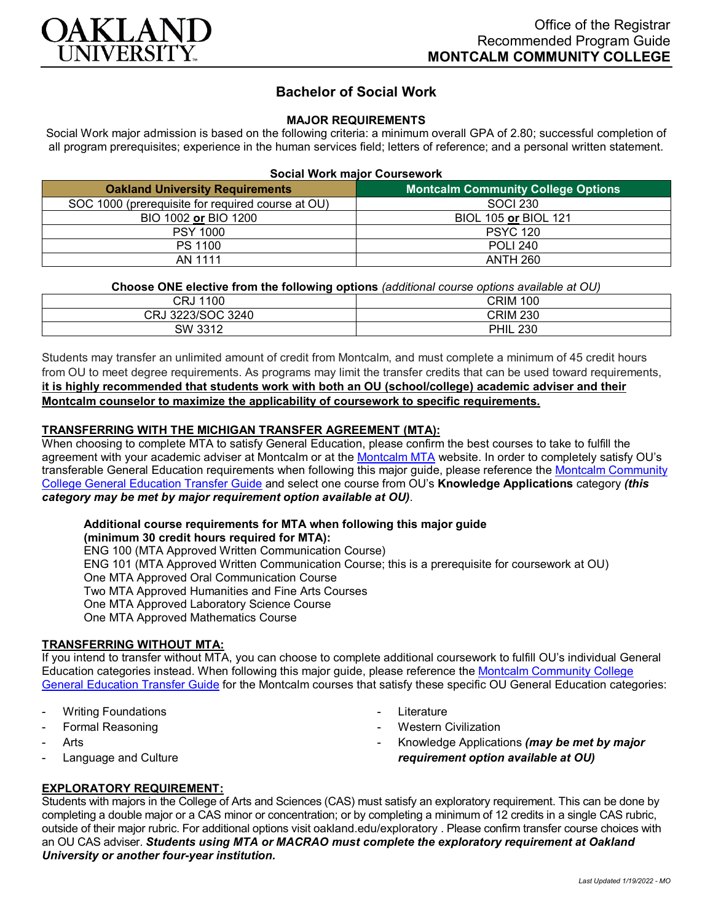Office of the Registrar
Recommended Program Guide
**MONTCALM COMMUNITY COLLEGE**

# Bachelor of Social Work

## MAJOR REQUIREMENTS

Social Work major admission is based on the following criteria: a minimum overall GPA of 2.80; successful completion of all program prerequisites; experience in the human services field; letters of reference; and a personal written statement.

**Social Work major Coursework**

| Oakland University Requirements | Montcalm Community College Options |
|---|---|
| SOC 1000 (prerequisite for required course at OU) | SOCI 230 |
| BIO 1002 **or** BIO 1200 | BIOL 105 **or** BIOL 121 |
| PSY 1000 | PSYC 120 |
| PS 1100 | POLI 240 |
| AN 1111 | ANTH 260 |

**Choose ONE elective from the following options** *(additional course options available at OU)*

| | |
|---|---|
| CRJ 1100 | CRIM 100 |
| CRJ 3223/SOC 3240 | CRIM 230 |
| SW 3312 | PHIL 230 |

Students may transfer an unlimited amount of credit from Montcalm, and must complete a minimum of 45 credit hours from OU to meet degree requirements. As programs may limit the transfer credits that can be used toward requirements, **it is highly recommended that students work with both an OU (school/college) academic adviser and their Montcalm counselor to maximize the applicability of coursework to specific requirements.**

### TRANSFERRING WITH THE MICHIGAN TRANSFER AGREEMENT (MTA):

When choosing to complete MTA to satisfy General Education, please confirm the best courses to take to fulfill the agreement with your academic adviser at Montcalm or at the Montcalm MTA website. In order to completely satisfy OU's transferable General Education requirements when following this major guide, please reference the Montcalm Community College General Education Transfer Guide and select one course from OU's **Knowledge Applications** category ***(this category may be met by major requirement option available at OU)***.

**Additional course requirements for MTA when following this major guide (minimum 30 credit hours required for MTA):**
ENG 100 (MTA Approved Written Communication Course)
ENG 101 (MTA Approved Written Communication Course; this is a prerequisite for coursework at OU)
One MTA Approved Oral Communication Course
Two MTA Approved Humanities and Fine Arts Courses
One MTA Approved Laboratory Science Course
One MTA Approved Mathematics Course

### TRANSFERRING WITHOUT MTA:

If you intend to transfer without MTA, you can choose to complete additional coursework to fulfill OU's individual General Education categories instead. When following this major guide, please reference the Montcalm Community College General Education Transfer Guide for the Montcalm courses that satisfy these specific OU General Education categories:

- Writing Foundations
- Formal Reasoning
- Arts
- Language and Culture
- Literature
- Western Civilization
- Knowledge Applications ***(may be met by major requirement option available at OU)***

### EXPLORATORY REQUIREMENT:

Students with majors in the College of Arts and Sciences (CAS) must satisfy an exploratory requirement. This can be done by completing a double major or a CAS minor or concentration; or by completing a minimum of 12 credits in a single CAS rubric, outside of their major rubric. For additional options visit oakland.edu/exploratory . Please confirm transfer course choices with an OU CAS adviser. ***Students using MTA or MACRAO must complete the exploratory requirement at Oakland University or another four-year institution.***

*Last Updated 1/19/2022 - MO*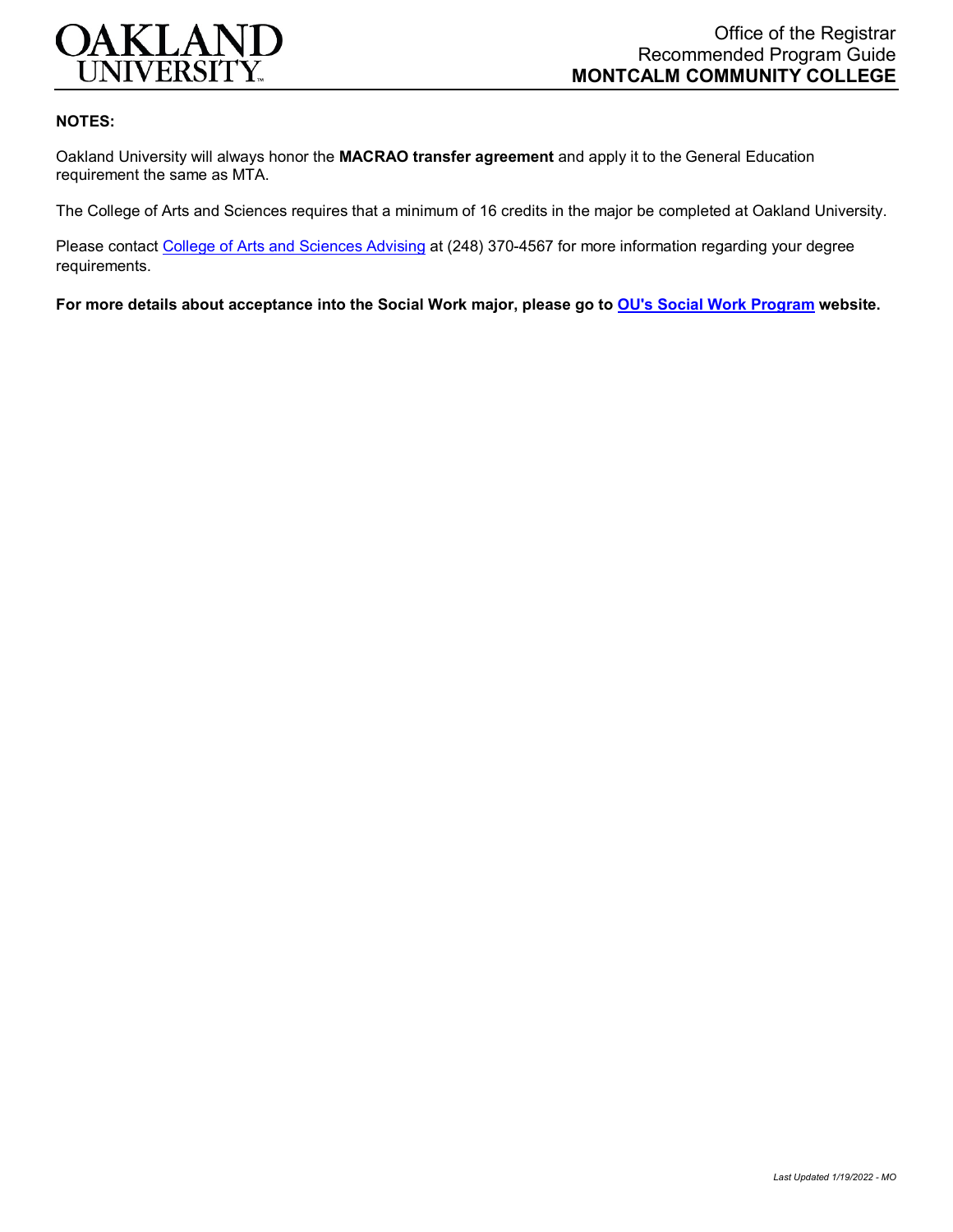**NOTES:**

Oakland University will always honor the **MACRAO transfer agreement** and apply it to the General Education requirement the same as MTA.

The College of Arts and Sciences requires that a minimum of 16 credits in the major be completed at Oakland University.

Please contact College of Arts and Sciences Advising at (248) 370-4567 for more information regarding your degree requirements.

**For more details about acceptance into the Social Work major, please go to OU's Social Work Program website.**

*Last Updated 1/19/2022 - MO*